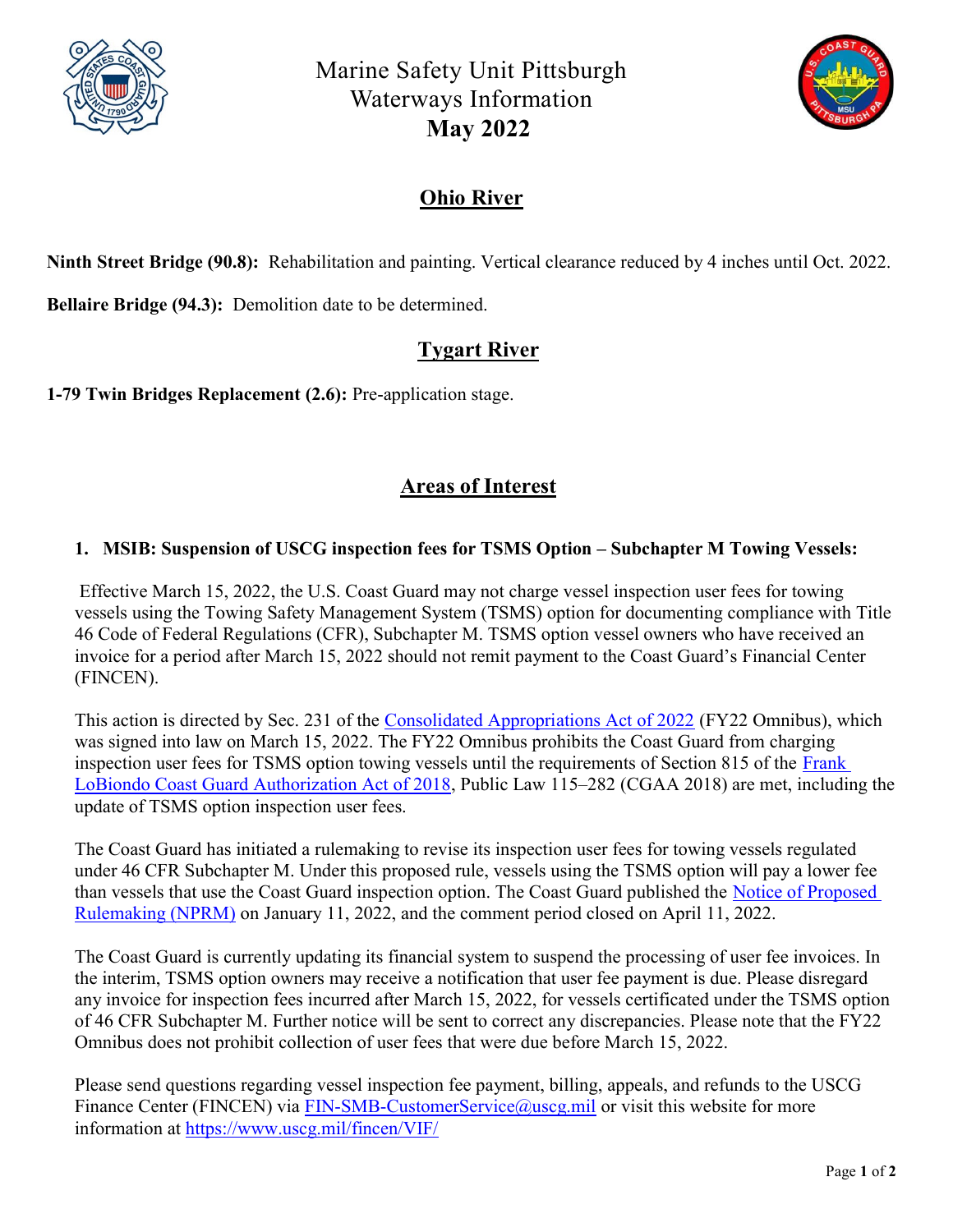# Marine Safety Unit Pittsburgh
# Waterways Information
# **May 2022**

## Ohio River

**Ninth Street Bridge (90.8):** Rehabilitation and painting. Vertical clearance reduced by 4 inches until Oct. 2022.

**Bellaire Bridge (94.3):** Demolition date to be determined.

## Tygart River

**1-79 Twin Bridges Replacement (2.6):** Pre-application stage.

## Areas of Interest

### 1. MSIB: Suspension of USCG inspection fees for TSMS Option – Subchapter M Towing Vessels:

Effective March 15, 2022, the U.S. Coast Guard may not charge vessel inspection user fees for towing vessels using the Towing Safety Management System (TSMS) option for documenting compliance with Title 46 Code of Federal Regulations (CFR), Subchapter M. TSMS option vessel owners who have received an invoice for a period after March 15, 2022 should not remit payment to the Coast Guard's Financial Center (FINCEN).

This action is directed by Sec. 231 of the Consolidated Appropriations Act of 2022 (FY22 Omnibus), which was signed into law on March 15, 2022. The FY22 Omnibus prohibits the Coast Guard from charging inspection user fees for TSMS option towing vessels until the requirements of Section 815 of the Frank LoBiondo Coast Guard Authorization Act of 2018, Public Law 115–282 (CGAA 2018) are met, including the update of TSMS option inspection user fees.

The Coast Guard has initiated a rulemaking to revise its inspection user fees for towing vessels regulated under 46 CFR Subchapter M. Under this proposed rule, vessels using the TSMS option will pay a lower fee than vessels that use the Coast Guard inspection option. The Coast Guard published the Notice of Proposed Rulemaking (NPRM) on January 11, 2022, and the comment period closed on April 11, 2022.

The Coast Guard is currently updating its financial system to suspend the processing of user fee invoices. In the interim, TSMS option owners may receive a notification that user fee payment is due. Please disregard any invoice for inspection fees incurred after March 15, 2022, for vessels certificated under the TSMS option of 46 CFR Subchapter M. Further notice will be sent to correct any discrepancies. Please note that the FY22 Omnibus does not prohibit collection of user fees that were due before March 15, 2022.

Please send questions regarding vessel inspection fee payment, billing, appeals, and refunds to the USCG Finance Center (FINCEN) via FIN-SMB-CustomerService@uscg.mil or visit this website for more information at https://www.uscg.mil/fincen/VIF/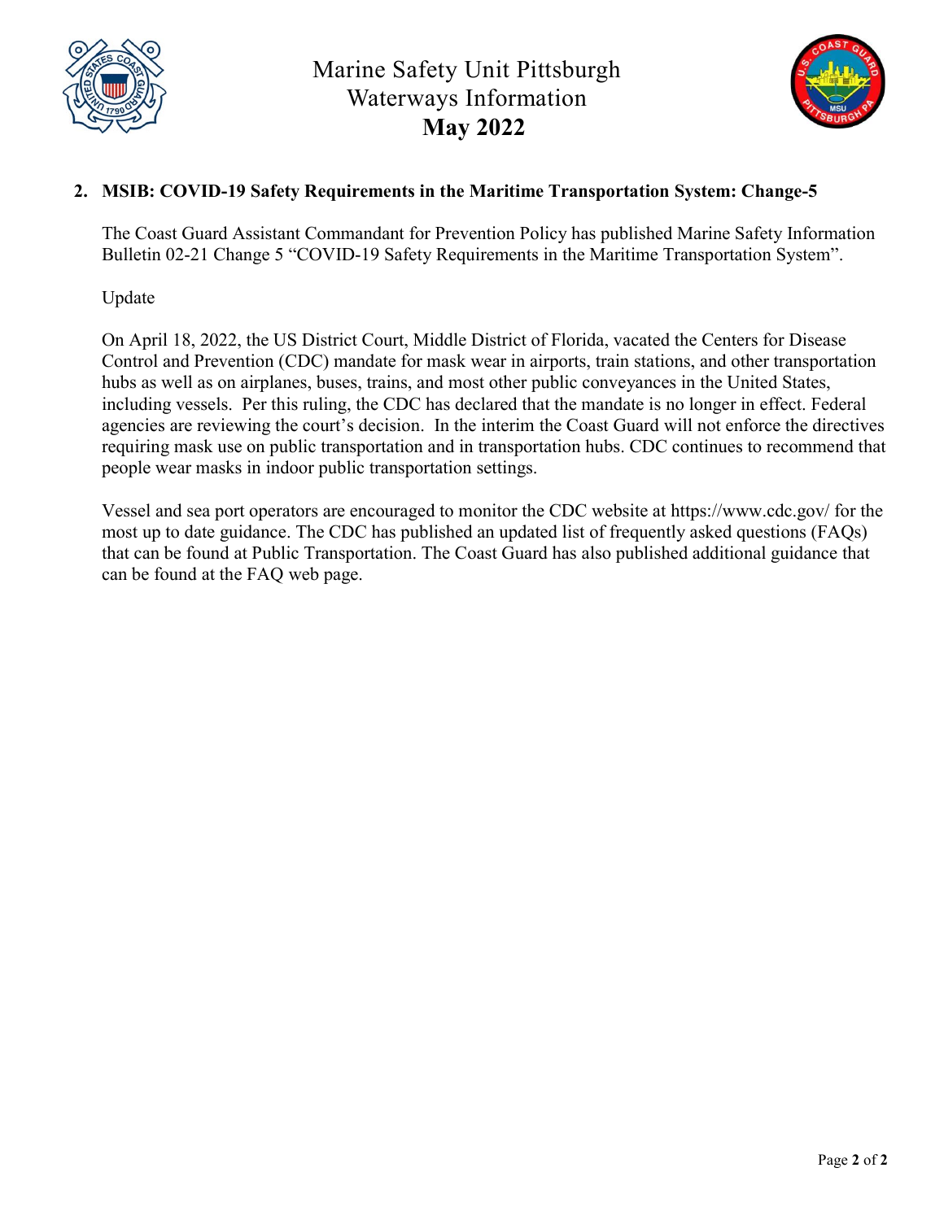## 2. MSIB: COVID-19 Safety Requirements in the Maritime Transportation System: Change-5

The Coast Guard Assistant Commandant for Prevention Policy has published Marine Safety Information Bulletin 02-21 Change 5 "COVID-19 Safety Requirements in the Maritime Transportation System".

Update

On April 18, 2022, the US District Court, Middle District of Florida, vacated the Centers for Disease Control and Prevention (CDC) mandate for mask wear in airports, train stations, and other transportation hubs as well as on airplanes, buses, trains, and most other public conveyances in the United States, including vessels. Per this ruling, the CDC has declared that the mandate is no longer in effect. Federal agencies are reviewing the court's decision. In the interim the Coast Guard will not enforce the directives requiring mask use on public transportation and in transportation hubs. CDC continues to recommend that people wear masks in indoor public transportation settings.

Vessel and sea port operators are encouraged to monitor the CDC website at https://www.cdc.gov/ for the most up to date guidance. The CDC has published an updated list of frequently asked questions (FAQs) that can be found at Public Transportation. The Coast Guard has also published additional guidance that can be found at the FAQ web page.